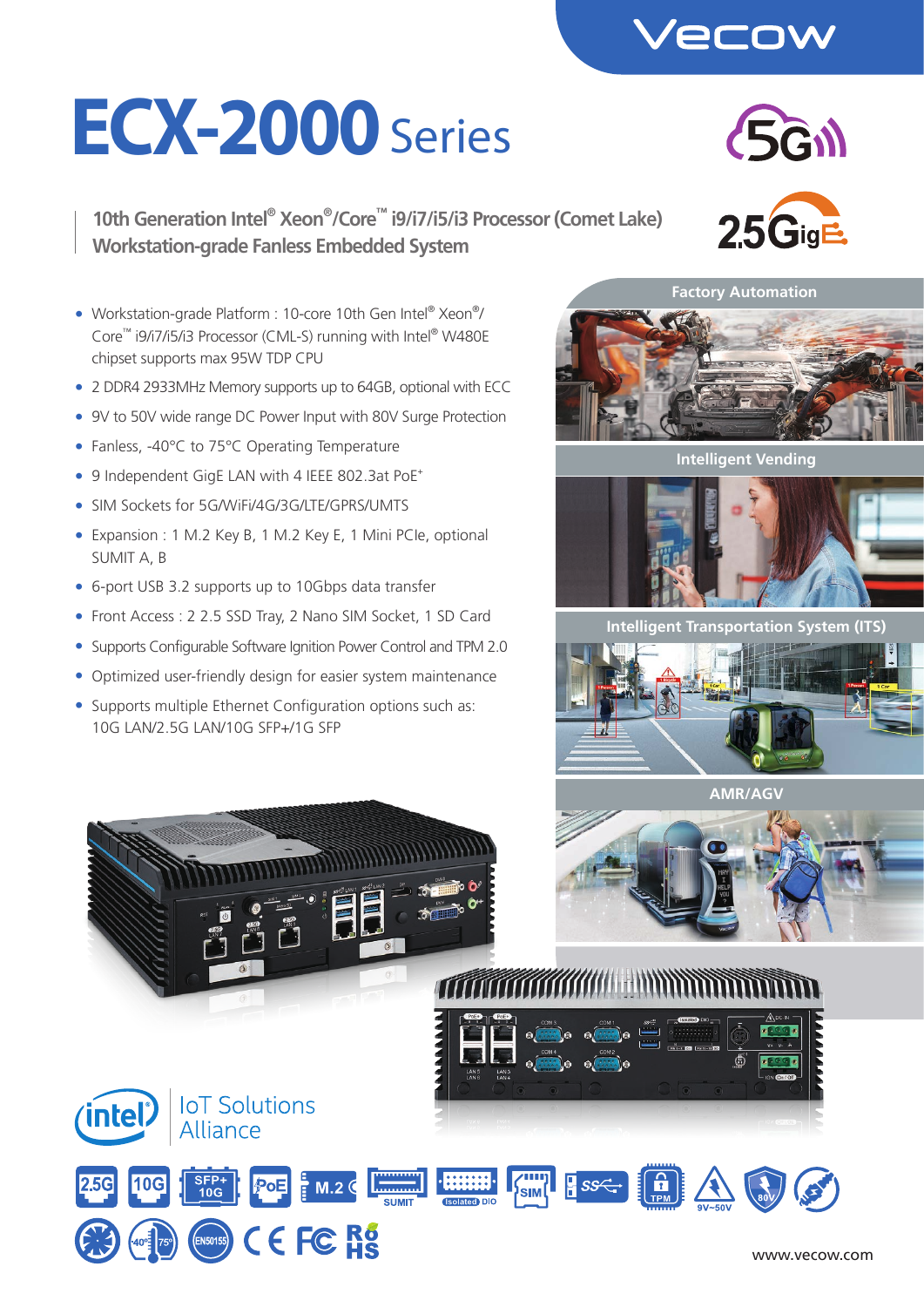# ECX-2000 Series

10th Generation Intel® Xeon®/Core™ i9/i7/i5/i3 Processor (Comet Lake)
Workstation-grade Fanless Embedded System

- Workstation-grade Platform : 10-core 10th Gen Intel® Xeon®/ Core™ i9/i7/i5/i3 Processor (CML-S) running with Intel® W480E chipset supports max 95W TDP CPU
- 2 DDR4 2933MHz Memory supports up to 64GB, optional with ECC
- 9V to 50V wide range DC Power Input with 80V Surge Protection
- Fanless, -40°C to 75°C Operating Temperature
- 9 Independent GigE LAN with 4 IEEE 802.3at PoE+
- SIM Sockets for 5G/WiFi/4G/3G/LTE/GPRS/UMTS
- Expansion : 1 M.2 Key B, 1 M.2 Key E, 1 Mini PCIe, optional SUMIT A, B
- 6-port USB 3.2 supports up to 10Gbps data transfer
- Front Access : 2 2.5 SSD Tray, 2 Nano SIM Socket, 1 SD Card
- Supports Configurable Software Ignition Power Control and TPM 2.0
- Optimized user-friendly design for easier system maintenance
- Supports multiple Ethernet Configuration options such as: 10G LAN/2.5G LAN/10G SFP+/1G SFP

Factory Automation

Intelligent Vending

Intelligent Transportation System (ITS)

AMR/AGV

IoT Solutions Alliance

www.vecow.com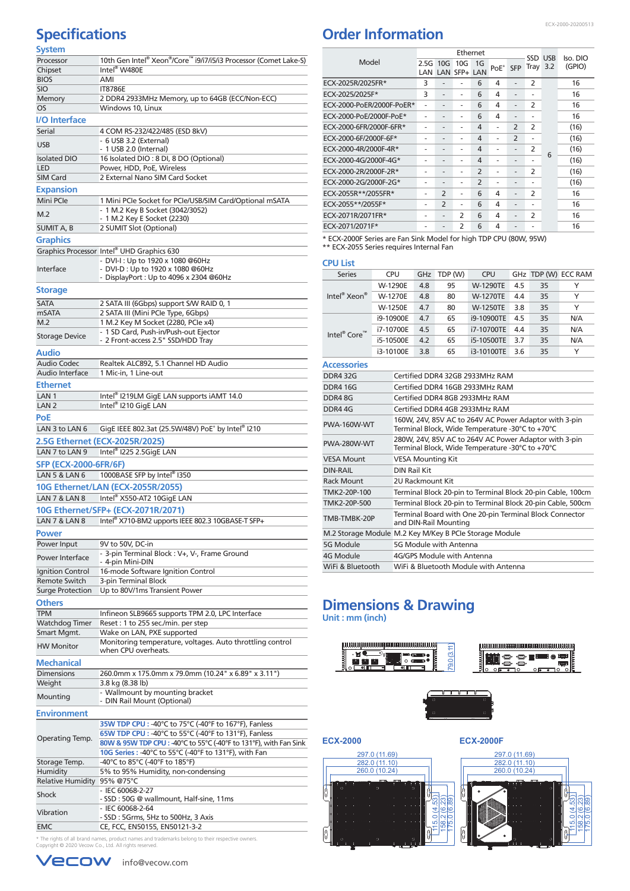# Specifications

## System

| | |
|---|---|
| Processor | 10th Gen Intel® Xeon®/Core™ i9/i7/i5/i3 Processor (Comet Lake-S) |
| Chipset | Intel® W480E |
| BIOS | AMI |
| SIO | IT8786E |
| Memory | 2 DDR4 2933MHz Memory, up to 64GB (ECC/Non-ECC) |
| OS | Windows 10, Linux |

## I/O Interface

| | |
|---|---|
| Serial | 4 COM RS-232/422/485 (ESD 8kV) |
| USB | - 6 USB 3.2 (External)<br>- 1 USB 2.0 (Internal) |
| Isolated DIO | 16 Isolated DIO : 8 DI, 8 DO (Optional) |
| LED | Power, HDD, PoE, Wireless |
| SIM Card | 2 External Nano SIM Card Socket |

## Expansion

| | |
|---|---|
| Mini PCIe | 1 Mini PCIe Socket for PCIe/USB/SIM Card/Optional mSATA |
| M.2 | - 1 M.2 Key B Socket (3042/3052)<br>- 1 M.2 Key E Socket (2230) |
| SUMIT A, B | 2 SUMIT Slot (Optional) |

## Graphics

| | |
|---|---|
| Graphics Processor | Intel® UHD Graphics 630 |
| Interface | - DVI-I : Up to 1920 x 1080 @60Hz<br>- DVI-D : Up to 1920 x 1080 @60Hz<br>- DisplayPort : Up to 4096 x 2304 @60Hz |

## Storage

| | |
|---|---|
| SATA | 2 SATA III (6Gbps) support S/W RAID 0, 1 |
| mSATA | 2 SATA III (Mini PCIe Type, 6Gbps) |
| M.2 | 1 M.2 Key M Socket (2280, PCIe x4) |
| Storage Device | - 1 SD Card, Push-in/Push-out Ejector<br>- 2 Front-access 2.5" SSD/HDD Tray |

## Audio

| | |
|---|---|
| Audio Codec | Realtek ALC892, 5.1 Channel HD Audio |
| Audio Interface | 1 Mic-in, 1 Line-out |

## Ethernet

| | |
|---|---|
| LAN 1 | Intel® I219LM GigE LAN supports iAMT 14.0 |
| LAN 2 | Intel® I210 GigE LAN |

## PoE

| | |
|---|---|
| LAN 3 to LAN 6 | GigE IEEE 802.3at (25.5W/48V) PoE+ by Intel® I210 |

## 2.5G Ethernet (ECX-2025R/2025)

| | |
|---|---|
| LAN 7 to LAN 9 | Intel® I225 2.5GigE LAN |

## SFP (ECX-2000-6FR/6F)

| | |
|---|---|
| LAN 5 & LAN 6 | 1000BASE SFP by Intel® I350 |

## 10G Ethernet/LAN (ECX-2055R/2055)

| | |
|---|---|
| LAN 7 & LAN 8 | Intel® X550-AT2 10GigE LAN |

## 10G Ethernet/SFP+ (ECX-2071R/2071)

| | |
|---|---|
| LAN 7 & LAN 8 | Intel® X710-BM2 upports IEEE 802.3 10GBASE-T SFP+ |

## Power

| | |
|---|---|
| Power Input | 9V to 50V, DC-in |
| Power Interface | - 3-pin Terminal Block : V+, V-, Frame Ground<br>- 4-pin Mini-DIN |
| Ignition Control | 16-mode Software Ignition Control |
| Remote Switch | 3-pin Terminal Block |
| Surge Protection | Up to 80V/1ms Transient Power |

## Others

| | |
|---|---|
| TPM | Infineon SLB9665 supports TPM 2.0, LPC Interface |
| Watchdog Timer | Reset : 1 to 255 sec./min. per step |
| Smart Mgmt. | Wake on LAN, PXE supported |
| HW Monitor | Monitoring temperature, voltages. Auto throttling control when CPU overheats. |

## Mechanical

| | |
|---|---|
| Dimensions | 260.0mm x 175.0mm x 79.0mm (10.24" x 6.89" x 3.11") |
| Weight | 3.8 kg (8.38 lb) |
| Mounting | - Wallmount by mounting bracket<br>- DIN Rail Mount (Optional) |

## Environment

| | |
|---|---|
| Operating Temp. | 35W TDP CPU : -40°C to 75°C (-40°F to 167°F), Fanless<br>65W TDP CPU : -40°C to 55°C (-40°F to 131°F), Fanless<br>80W & 95W TDP CPU : -40°C to 55°C (-40°F to 131°F), with Fan Sink<br>10G Series : -40°C to 55°C (-40°F to 131°F), with Fan |
| Storage Temp. | -40°C to 85°C (-40°F to 185°F) |
| Humidity | 5% to 95% Humidity, non-condensing |
| Relative Humidity | 95% @75°C |
| Shock | - IEC 60068-2-27<br>- SSD : 50G @ wallmount, Half-sine, 11ms |
| Vibration | - IEC 60068-2-64<br>- SSD : 5Grms, 5Hz to 500Hz, 3 Axis |
| EMC | CE, FCC, EN50155, EN50121-3-2 |

\* The rights of all brand names, product names and trademarks belong to their respective owners.
Copyright © 2020 Vecow Co., Ltd. All rights reserved.

# Order Information

| Model | Ethernet | | | | | | | SSD Tray | USB 3.2 | Iso. DIO (GPIO) |
|---|---|---|---|---|---|---|---|---|---|---|
| | 2.5G LAN | 10G LAN | 10G SFP+ | 1G LAN | PoE+ | SFP | | | | |
| ECX-2025R/2025FR* | 3 | - | - | 6 | 4 | - | | 2 | 6 | 16 |
| ECX-2025/2025F* | 3 | - | - | 6 | 4 | - | | - | 6 | 16 |
| ECX-2000-PoER/2000F-PoER* | - | - | - | 6 | 4 | - | | 2 | 6 | 16 |
| ECX-2000-PoE/2000F-PoE* | - | - | - | 6 | 4 | - | | - | 6 | 16 |
| ECX-2000-6FR/2000F-6FR* | - | - | - | 4 | - | 2 | | 2 | 6 | (16) |
| ECX-2000-6F/2000F-6F* | - | - | - | 4 | - | 2 | | - | 6 | (16) |
| ECX-2000-4R/2000F-4R* | - | - | - | 4 | - | - | | 2 | 6 | (16) |
| ECX-2000-4G/2000F-4G* | - | - | - | 4 | - | - | | - | 6 | (16) |
| ECX-2000-2R/2000F-2R* | - | - | - | 2 | - | - | | 2 | 6 | (16) |
| ECX-2000-2G/2000F-2G* | - | - | - | 2 | - | - | | - | 6 | (16) |
| ECX-2055R**/2055FR* | - | 2 | - | 6 | 4 | - | | 2 | 6 | 16 |
| ECX-2055**/2055F* | - | 2 | - | 6 | 4 | - | | - | 6 | 16 |
| ECX-2071R/2071FR* | - | - | 2 | 6 | 4 | - | | 2 | 6 | 16 |
| ECX-2071/2071F* | - | - | 2 | 6 | 4 | - | | - | 6 | 16 |

\* ECX-2000F Series are Fan Sink Model for high TDP CPU (80W, 95W)
\*\* ECX-2055 Series requires Internal Fan

## CPU List

| Series | CPU | GHz | TDP (W) | CPU | GHz | TDP (W) | ECC RAM |
|---|---|---|---|---|---|---|---|
| Intel® Xeon® | W-1290E | 4.8 | 95 | W-1290TE | 4.5 | 35 | Y |
| | W-1270E | 4.8 | 80 | W-1270TE | 4.4 | 35 | Y |
| | W-1250E | 4.7 | 80 | W-1250TE | 3.8 | 35 | Y |
| Intel® Core™ | i9-10900E | 4.7 | 65 | i9-10900TE | 4.5 | 35 | N/A |
| | i7-10700E | 4.5 | 65 | i7-10700TE | 4.4 | 35 | N/A |
| | i5-10500E | 4.2 | 65 | i5-10500TE | 3.7 | 35 | N/A |
| | i3-10100E | 3.8 | 65 | i3-10100TE | 3.6 | 35 | Y |

## Accessories

| | |
|---|---|
| DDR4 32G | Certified DDR4 32GB 2933MHz RAM |
| DDR4 16G | Certified DDR4 16GB 2933MHz RAM |
| DDR4 8G | Certified DDR4 8GB 2933MHz RAM |
| DDR4 4G | Certified DDR4 4GB 2933MHz RAM |
| PWA-160W-WT | 160W, 24V, 85V AC to 264V AC Power Adaptor with 3-pin Terminal Block, Wide Temperature -30°C to +70°C |
| PWA-280W-WT | 280W, 24V, 85V AC to 264V AC Power Adaptor with 3-pin Terminal Block, Wide Temperature -30°C to +70°C |
| VESA Mount | VESA Mounting Kit |
| DIN-RAIL | DIN Rail Kit |
| Rack Mount | 2U Rackmount Kit |
| TMK2-20P-100 | Terminal Block 20-pin to Terminal Block 20-pin Cable, 100cm |
| TMK2-20P-500 | Terminal Block 20-pin to Terminal Block 20-pin Cable, 500cm |
| TMB-TMBK-20P | Terminal Board with One 20-pin Terminal Block Connector and DIN-Rail Mounting |
| M.2 Storage Module | M.2 Key M/Key B PCIe Storage Module |
| 5G Module | 5G Module with Antenna |
| 4G Module | 4G/GPS Module with Antenna |
| WiFi & Bluetooth | WiFi & Bluetooth Module with Antenna |

# Dimensions & Drawing

Unit : mm (inch)

79.0 (3.11)

### ECX-2000

297.0 (11.69)
282.0 (11.10)
260.0 (10.24)
115.0 (4.53)
158.2 (6.23)
175.0 (6.89)

### ECX-2000F

297.0 (11.69)
282.0 (11.10)
260.0 (10.24)
115.0 (4.53)
158.2 (6.23)
175.0 (6.89)

info@vecow.com